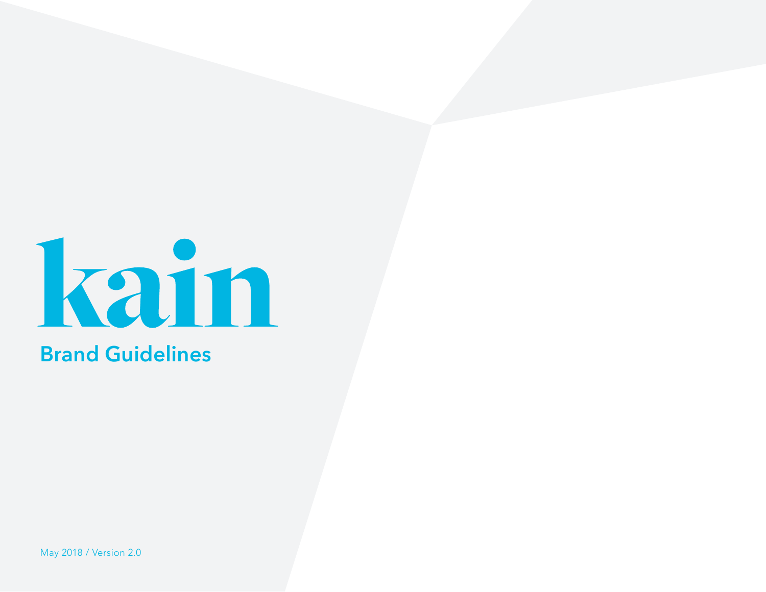# kain

## Brand Guidelines

May 2018 / Version 2.0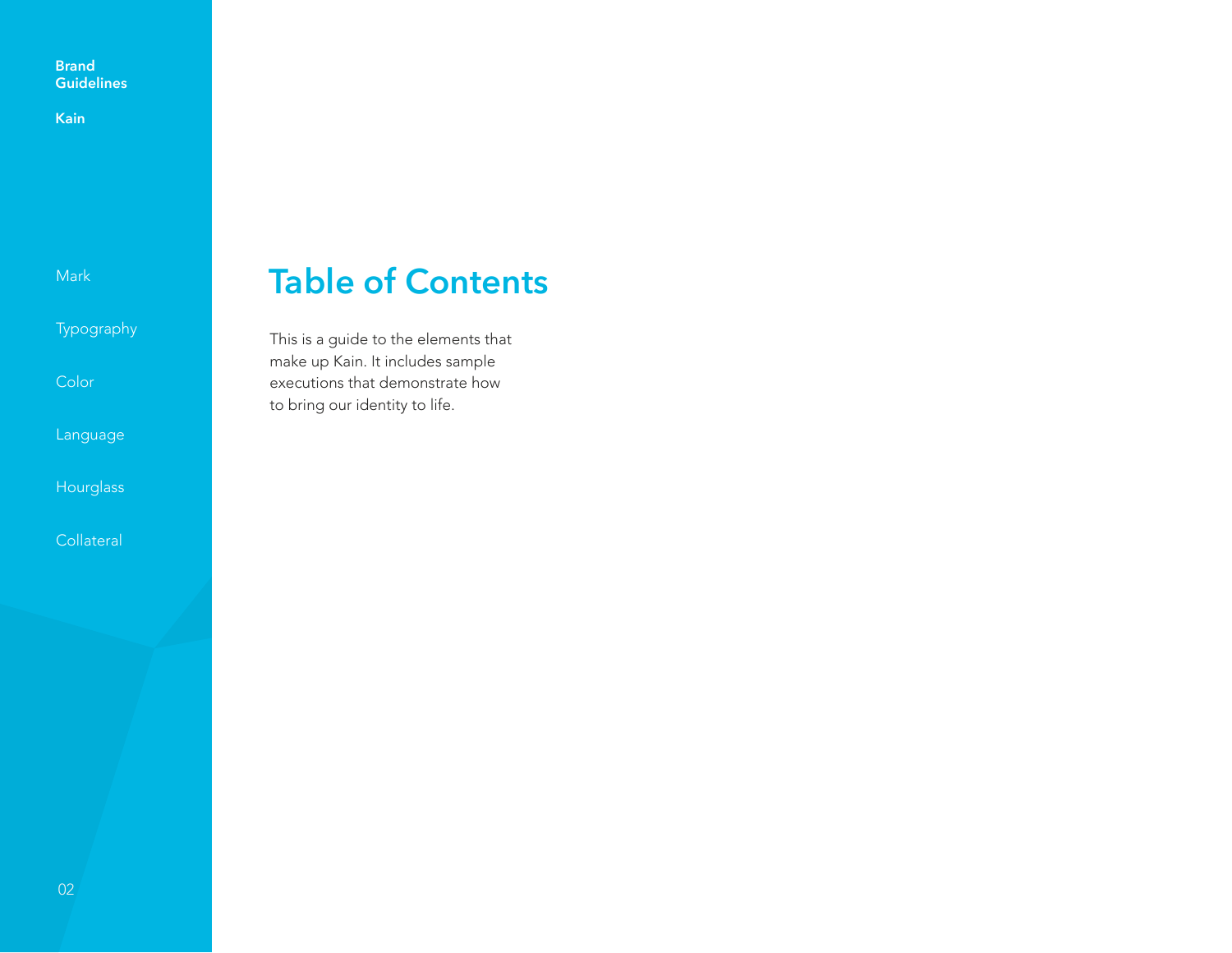Brand Guidelines

Kain

Mark

Typography

Color

Language

Hourglass

Collateral

# Table of Contents

This is a guide to the elements that make up Kain. It includes sample executions that demonstrate how to bring our identity to life.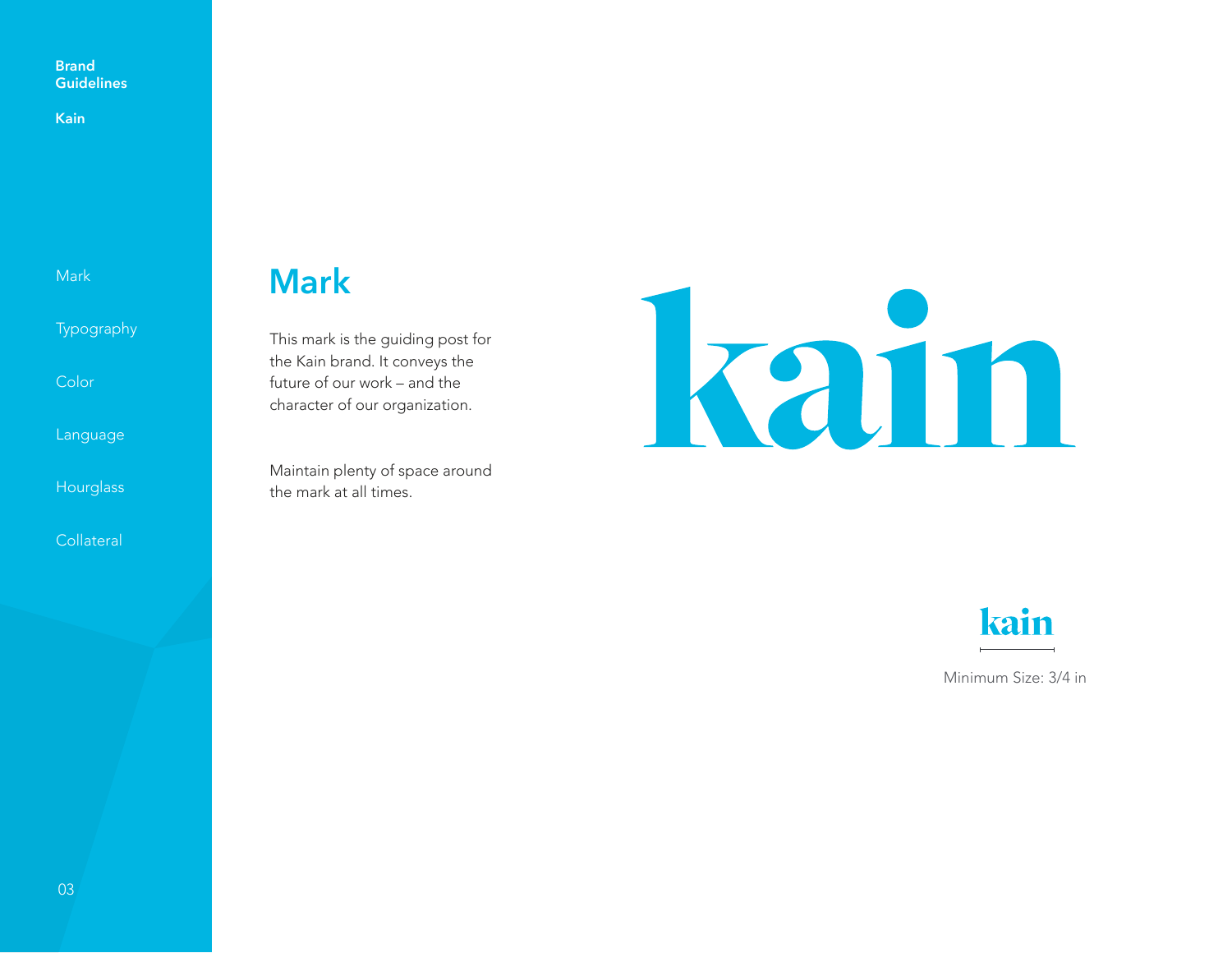## Mark

This mark is the guiding post for the Kain brand. It conveys the future of our work – and the character of our organization.

Maintain plenty of space around the mark at all times.

kain

kain

Minimum Size: 3/4 in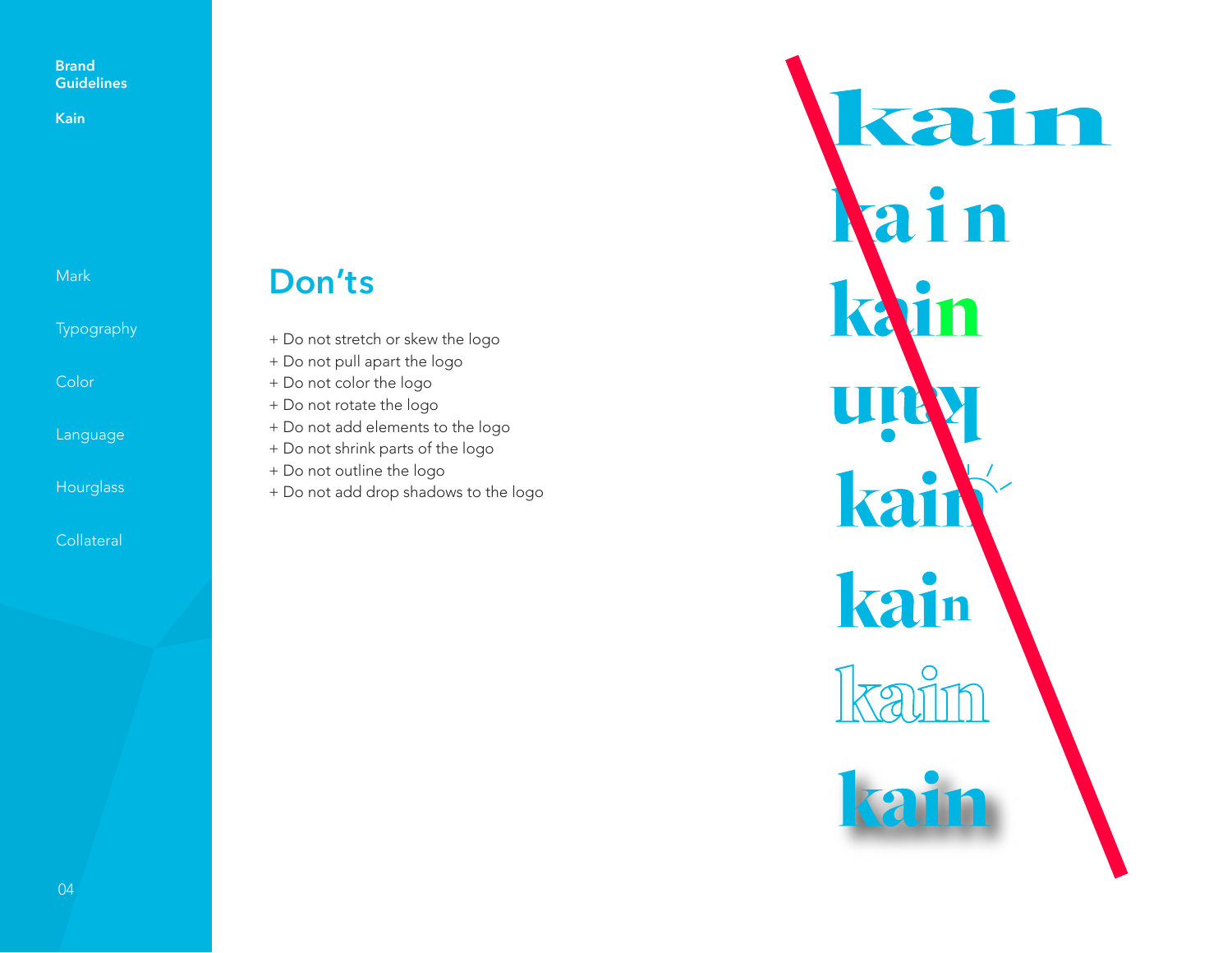## Don'ts

+ Do not stretch or skew the logo
+ Do not pull apart the logo
+ Do not color the logo
+ Do not rotate the logo
+ Do not add elements to the logo
+ Do not shrink parts of the logo
+ Do not outline the logo
+ Do not add drop shadows to the logo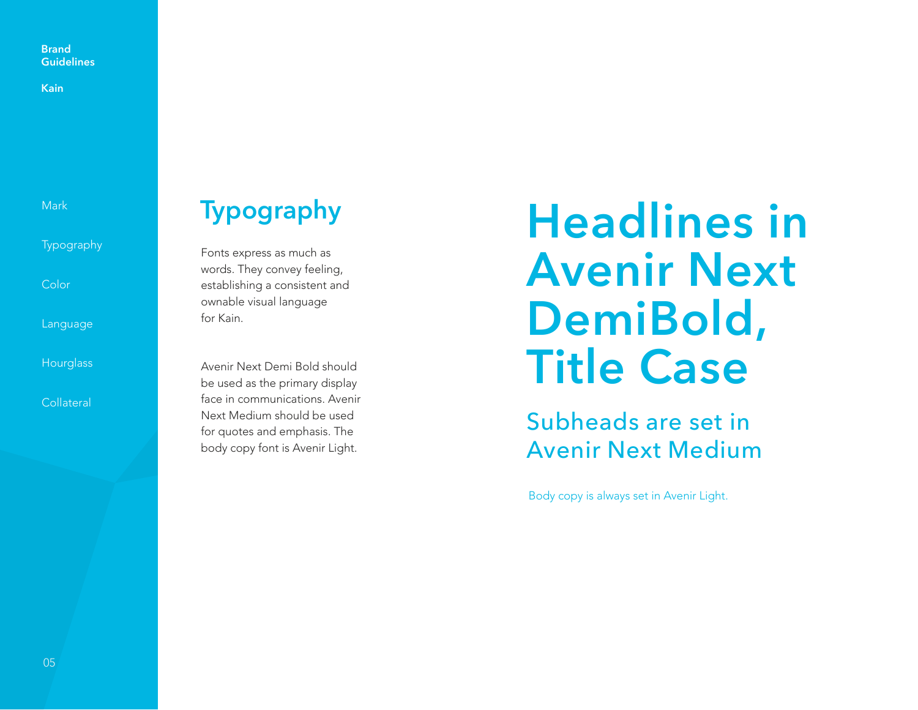## Typography

Fonts express as much as words. They convey feeling, establishing a consistent and ownable visual language for Kain.

Avenir Next Demi Bold should be used as the primary display face in communications. Avenir Next Medium should be used for quotes and emphasis. The body copy font is Avenir Light.

# Headlines in Avenir Next DemiBold, Title Case

## Subheads are set in Avenir Next Medium

Body copy is always set in Avenir Light.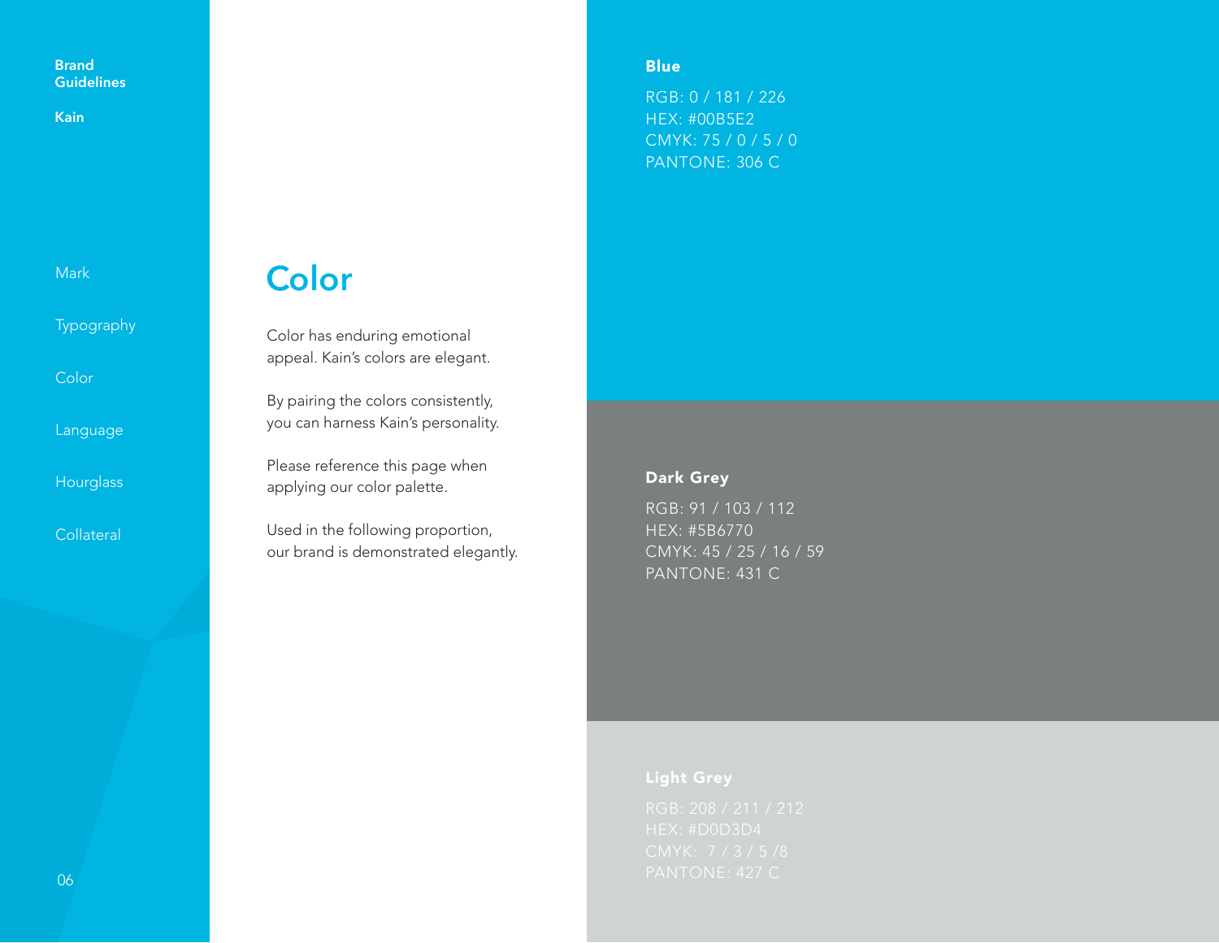Brand Guidelines

Kain

Mark

Typography

Color

Language

Hourglass

Collateral

# Color

Color has enduring emotional appeal. Kain's colors are elegant.

By pairing the colors consistently, you can harness Kain's personality.

Please reference this page when applying our color palette.

Used in the following proportion, our brand is demonstrated elegantly.

**Blue**

RGB: 0 / 181 / 226
HEX: #00B5E2
CMYK: 75 / 0 / 5 / 0
PANTONE: 306 C

**Dark Grey**

RGB: 91 / 103 / 112
HEX: #5B6770
CMYK: 45 / 25 / 16 / 59
PANTONE: 431 C

**Light Grey**

RGB: 208 / 211 / 212
HEX: #D0D3D4
CMYK: 7 / 3 / 5 /8
PANTONE: 427 C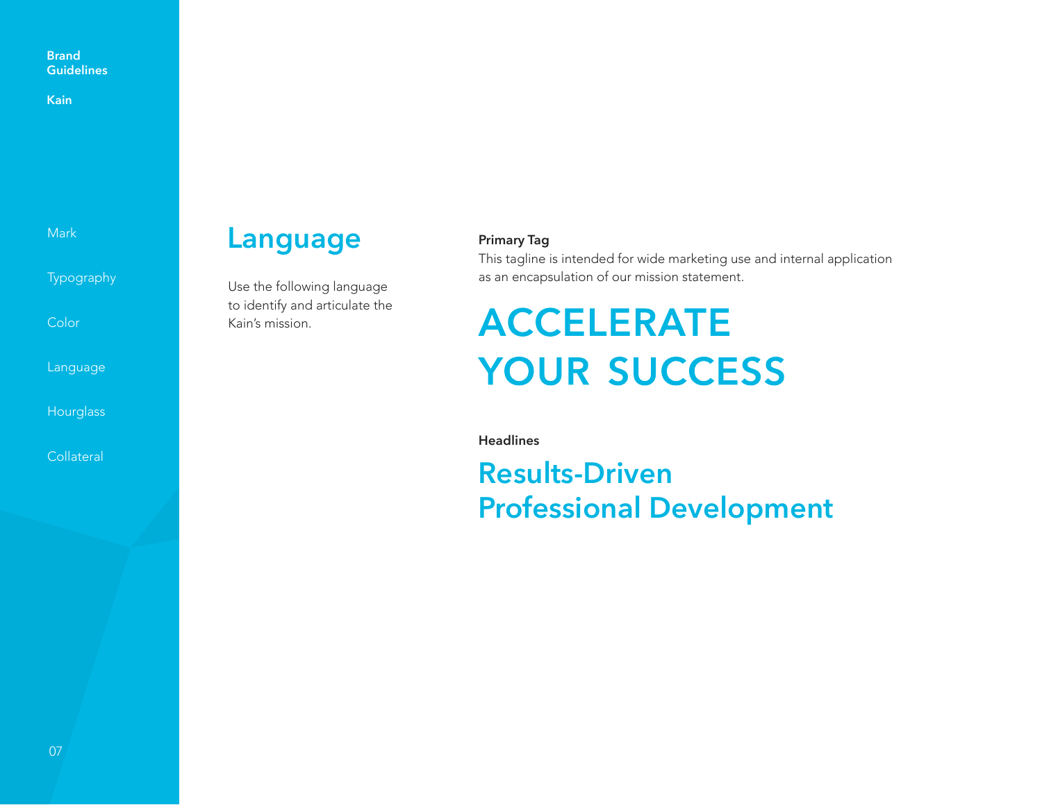# Language

Use the following language to identify and articulate the Kain's mission.

**Primary Tag**

This tagline is intended for wide marketing use and internal application as an encapsulation of our mission statement.

## ACCELERATE YOUR SUCCESS

**Headlines**

## Results-Driven Professional Development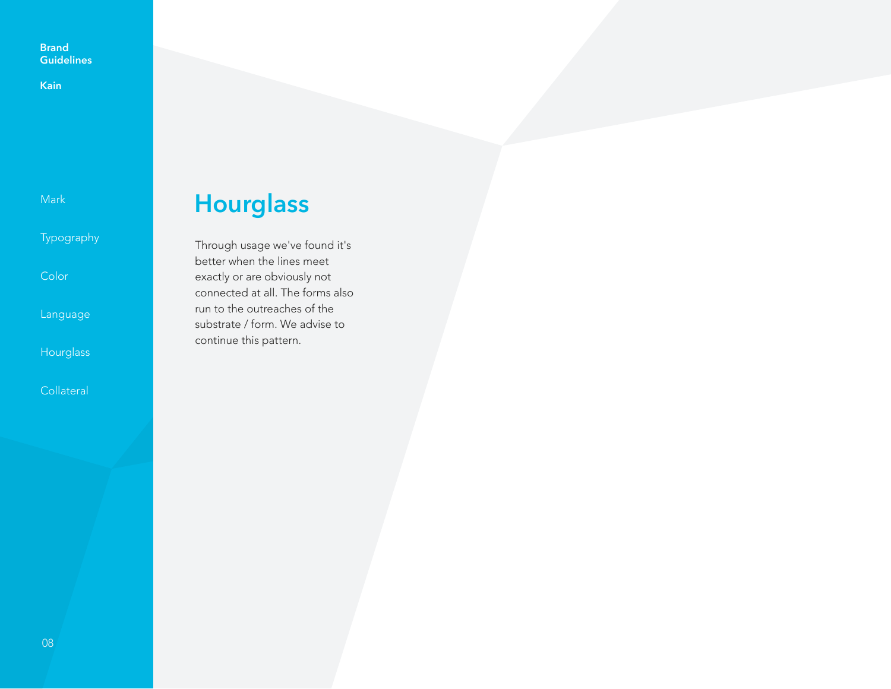# Hourglass

Through usage we've found it's better when the lines meet exactly or are obviously not connected at all. The forms also run to the outreaches of the substrate / form. We advise to continue this pattern.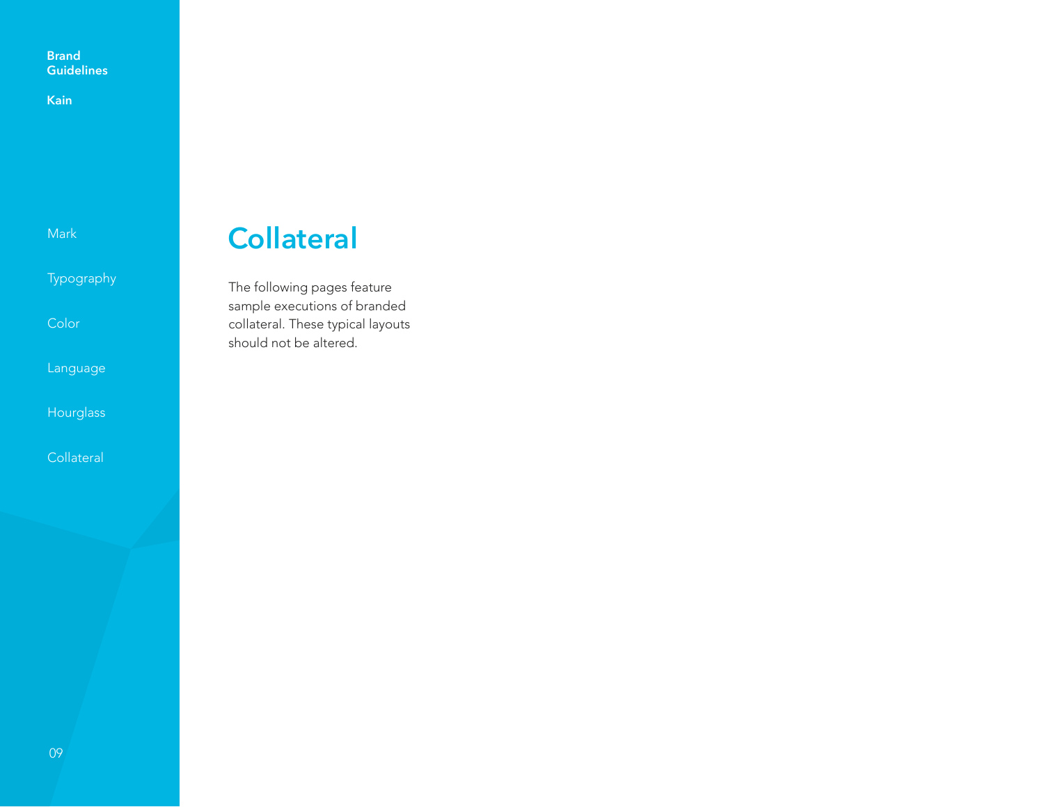# Collateral

The following pages feature sample executions of branded collateral. These typical layouts should not be altered.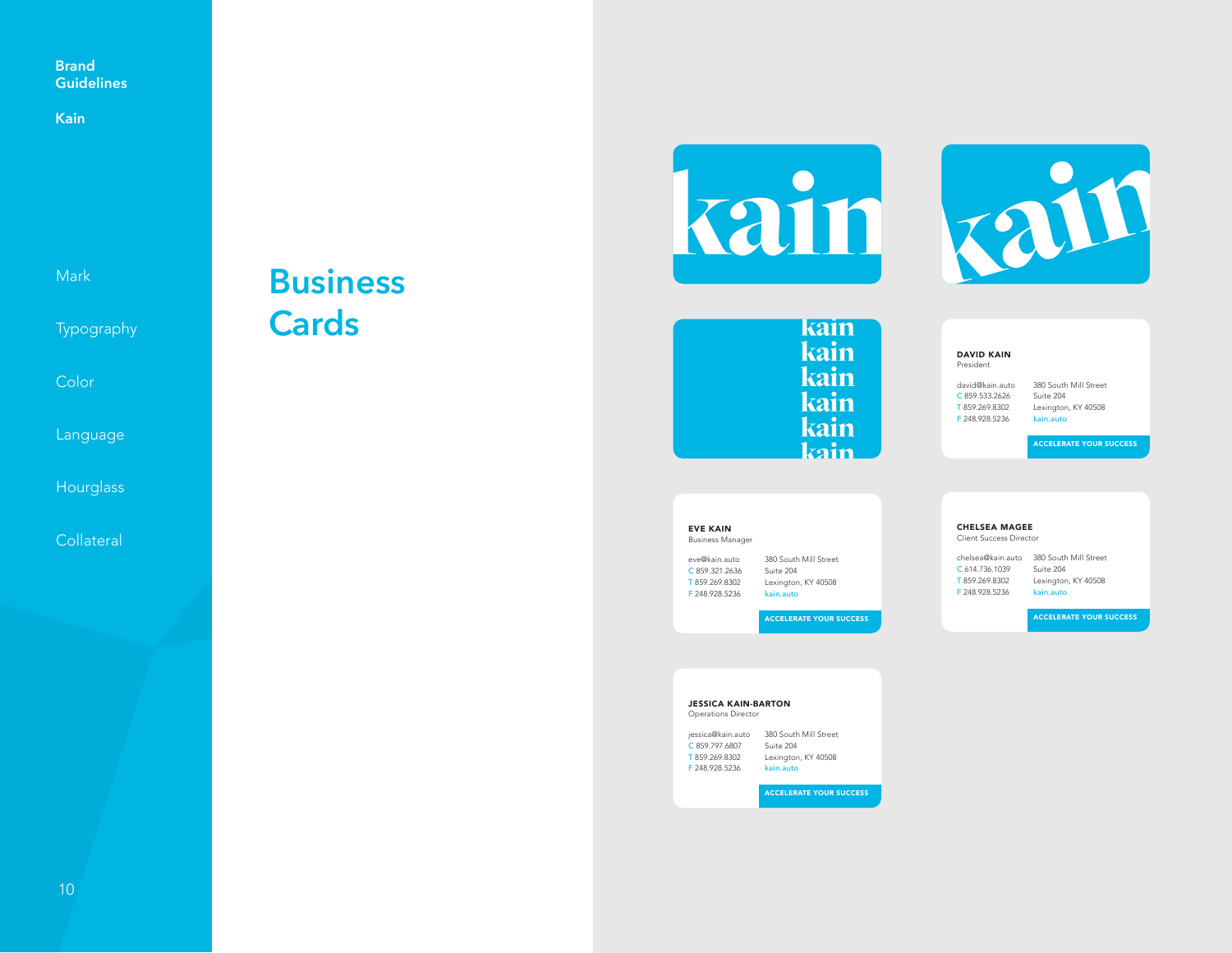# Business Cards

kain

kain

kain
kain
kain
kain
kain
kain

**DAVID KAIN**
President

david@kain.auto
C 859.533.2626
T 859.269.8302
F 248.928.5236

380 South Mill Street
Suite 204
Lexington, KY 40508
kain.auto

ACCELERATE YOUR SUCCESS

**EVE KAIN**
Business Manager

eve@kain.auto
C 859.321.2636
T 859.269.8302
F 248.928.5236

380 South Mill Street
Suite 204
Lexington, KY 40508
kain.auto

ACCELERATE YOUR SUCCESS

**CHELSEA MAGEE**
Client Success Director

chelsea@kain.auto
C 614.736.1039
T 859.269.8302
F 248.928.5236

380 South Mill Street
Suite 204
Lexington, KY 40508
kain.auto

ACCELERATE YOUR SUCCESS

**JESSICA KAIN-BARTON**
Operations Director

jessica@kain.auto
C 859.797.6807
T 859.269.8302
F 248.928.5236

380 South Mill Street
Suite 204
Lexington, KY 40508
kain.auto

ACCELERATE YOUR SUCCESS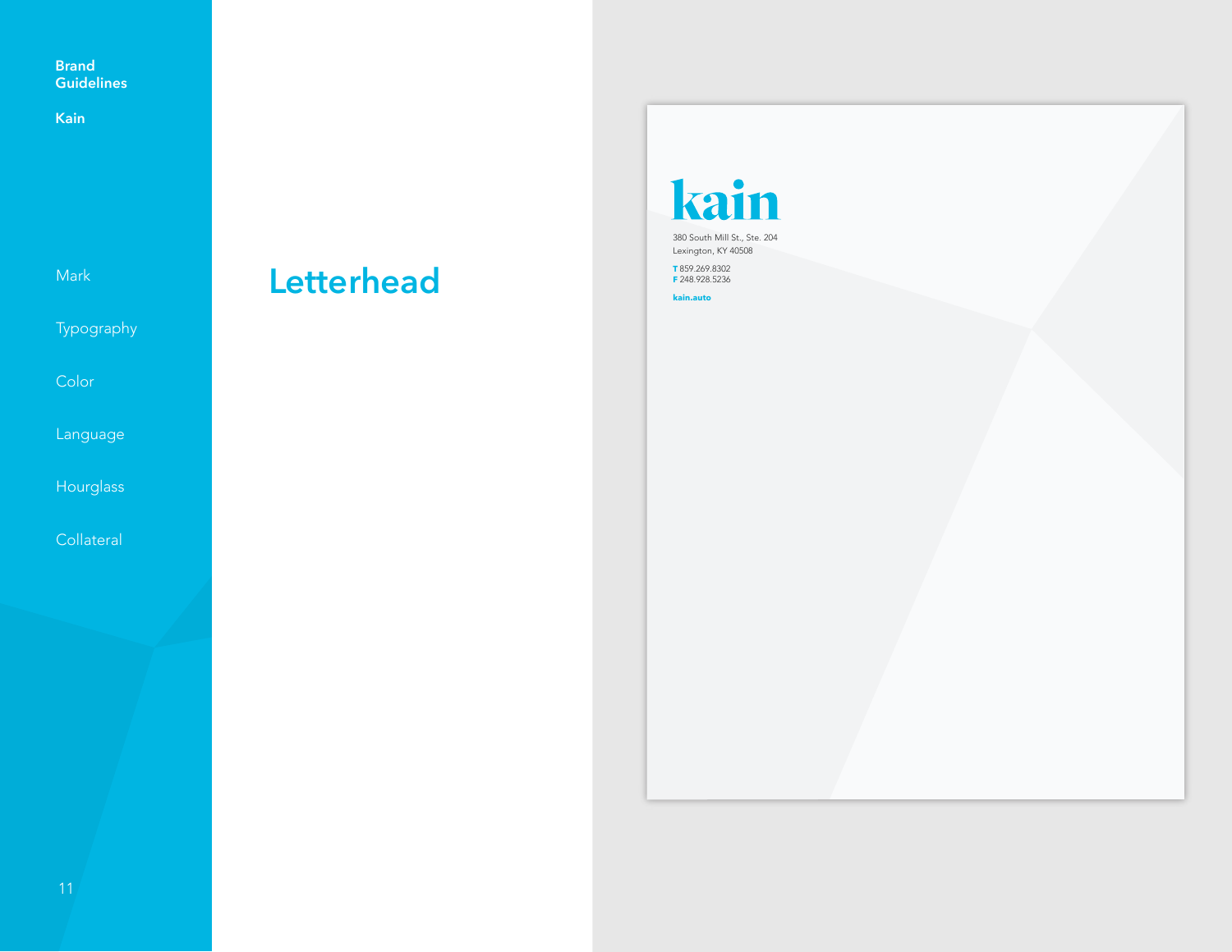Brand Guidelines

Kain

Mark

Typography

Color

Language

Hourglass

Collateral

# Letterhead

kain

380 South Mill St., Ste. 204
Lexington, KY 40508

**T** 859.269.8302
**F** 248.928.5236

**kain.auto**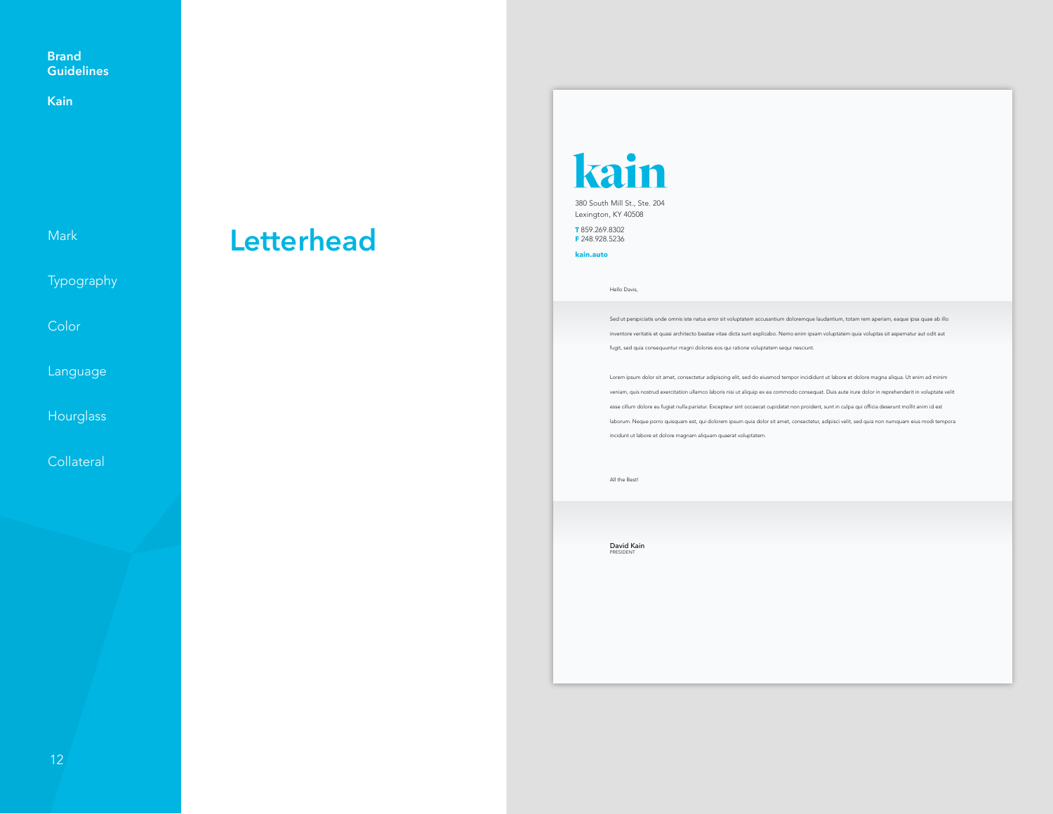Brand Guidelines

Kain

Mark

Typography

Color

Language

Hourglass

Collateral

# Letterhead

kain

380 South Mill St., Ste. 204
Lexington, KY 40508

**T** 859.269.8302
**F** 248.928.5236

**kain.auto**

Hello Davis,

Sed ut perspiciatis unde omnis iste natus error sit voluptatem accusantium doloremque laudantium, totam rem aperiam, eaque ipsa quae ab illo inventore veritatis et quasi architecto beatae vitae dicta sunt explicabo. Nemo enim ipsam voluptatem quia voluptas sit aspernatur aut odit aut fugit, sed quia consequuntur magni dolores eos qui ratione voluptatem sequi nesciunt.

Lorem ipsum dolor sit amet, consectetur adipiscing elit, sed do eiusmod tempor incididunt ut labore et dolore magna aliqua. Ut enim ad minim veniam, quis nostrud exercitation ullamco laboris nisi ut aliquip ex ea commodo consequat. Duis aute irure dolor in reprehenderit in voluptate velit esse cillum dolore eu fugiat nulla pariatur. Excepteur sint occaecat cupidatat non proident, sunt in culpa qui officia deserunt mollit anim id est laborum. Neque porro quisquam est, qui dolorem ipsum quia dolor sit amet, consectetur, adipisci velit, sed quia non numquam eius modi tempora incidunt ut labore et dolore magnam aliquam quaerat voluptatem.

All the Best!

David Kain
PRESIDENT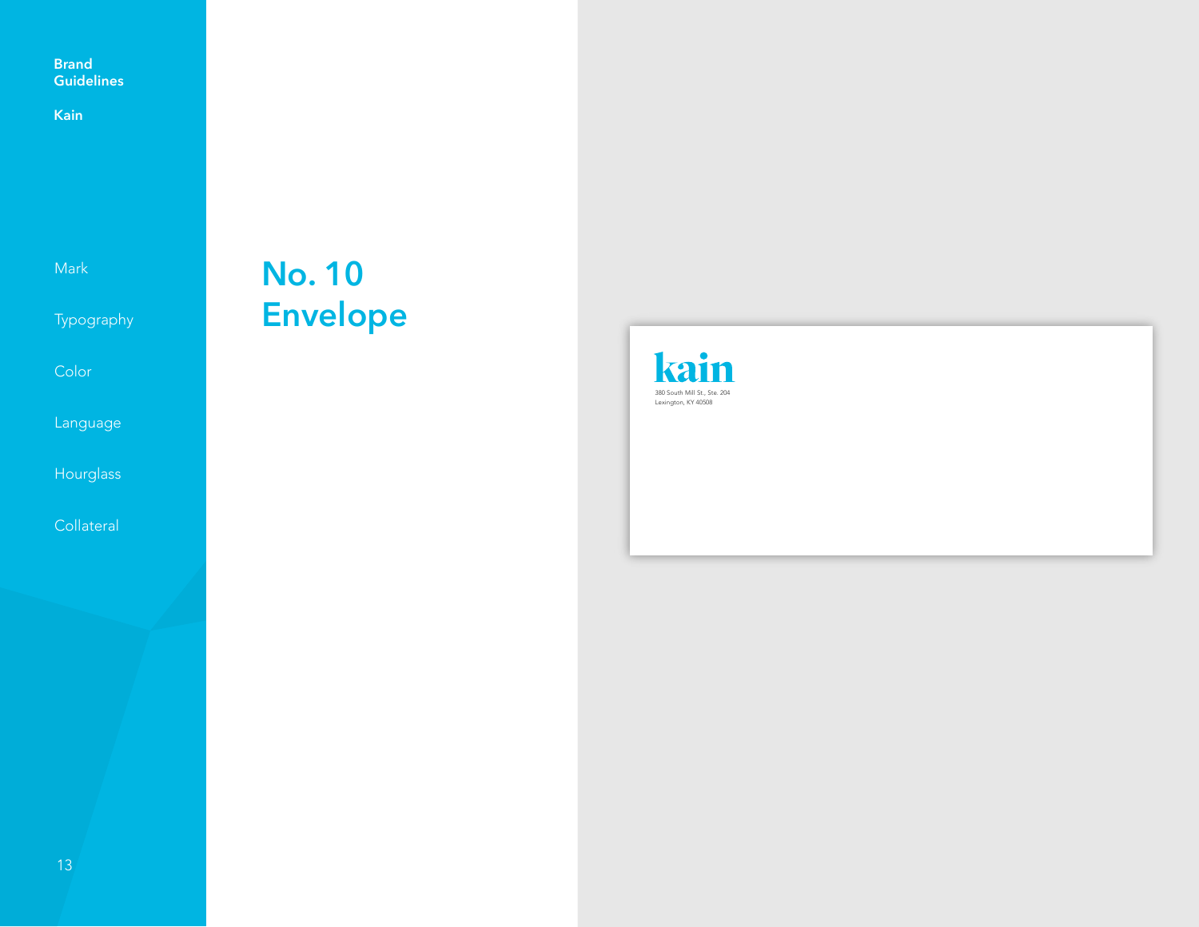# No. 10 Envelope

kain

380 South Mill St., Ste. 204
Lexington, KY 40508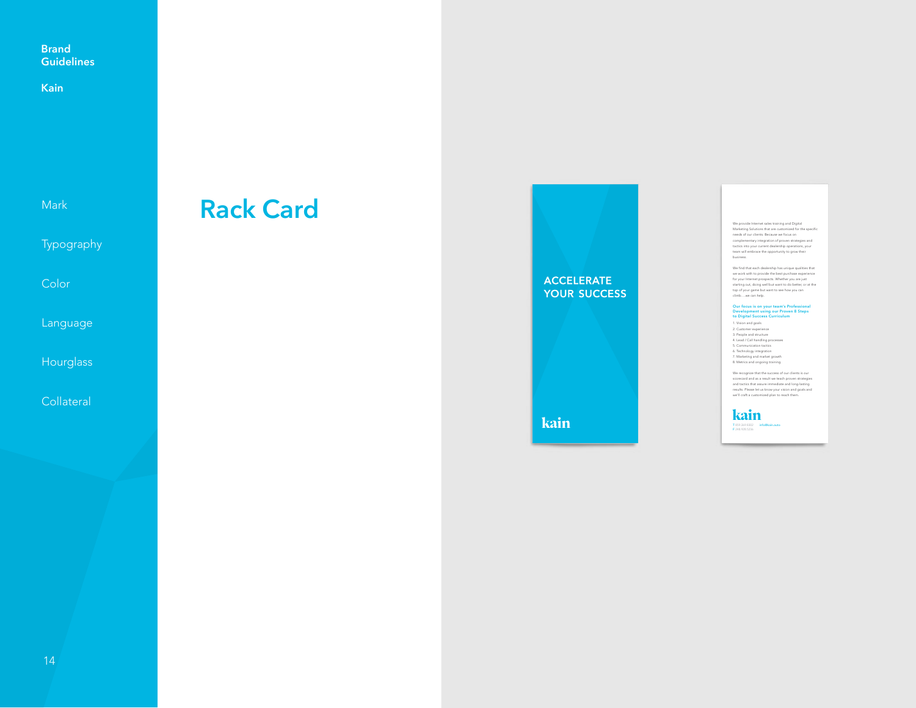Brand Guidelines

Kain

Mark

Typography

Color

Language

Hourglass

Collateral

# Rack Card

ACCELERATE YOUR SUCCESS

kain

We provide Internet sales training and Digital Marketing Solutions that are customized for the specific needs of our clients. Because we focus on complementary integration of proven strategies and tactics into your current dealership operations, your team will embrace the opportunity to grow their business.

We find that each dealership has unique qualities that we work with to provide the best purchase experience for your Internet prospects. Whether you are just starting out, doing well but want to do better, or at the top of your game but want to see how you can climb… we can help.

**Our focus is on your team's Professional Development using our Proven 8 Steps to Digital Success Curriculum**

1. Vision and goals
2. Customer experience
3. People and structure
4. Lead / Call handling processes
5. Communication tactics
6. Technology integration
7. Marketing and market growth
8. Metrics and ongoing training

We recognize that the success of our clients is our scorecard and as a result we teach proven strategies and tactics that assure immediate and long-lasting results. Please let us know your vision and goals and we'll craft a customized plan to reach them.

kain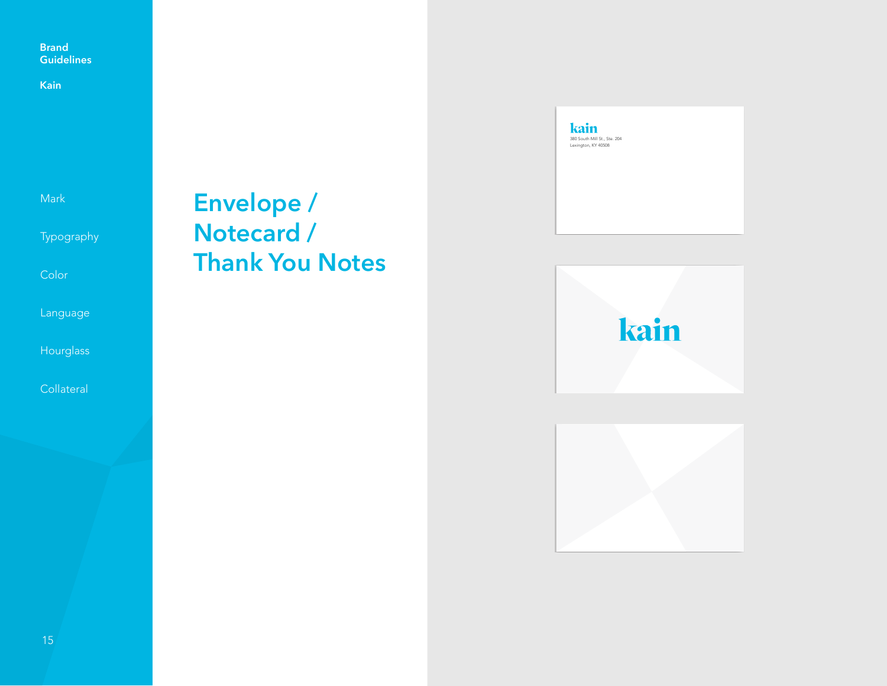Brand Guidelines

Kain

Mark

Typography

Color

Language

Hourglass

Collateral

# Envelope / Notecard / Thank You Notes

kain
380 South Mill St., Ste. 204
Lexington, KY 40508

kain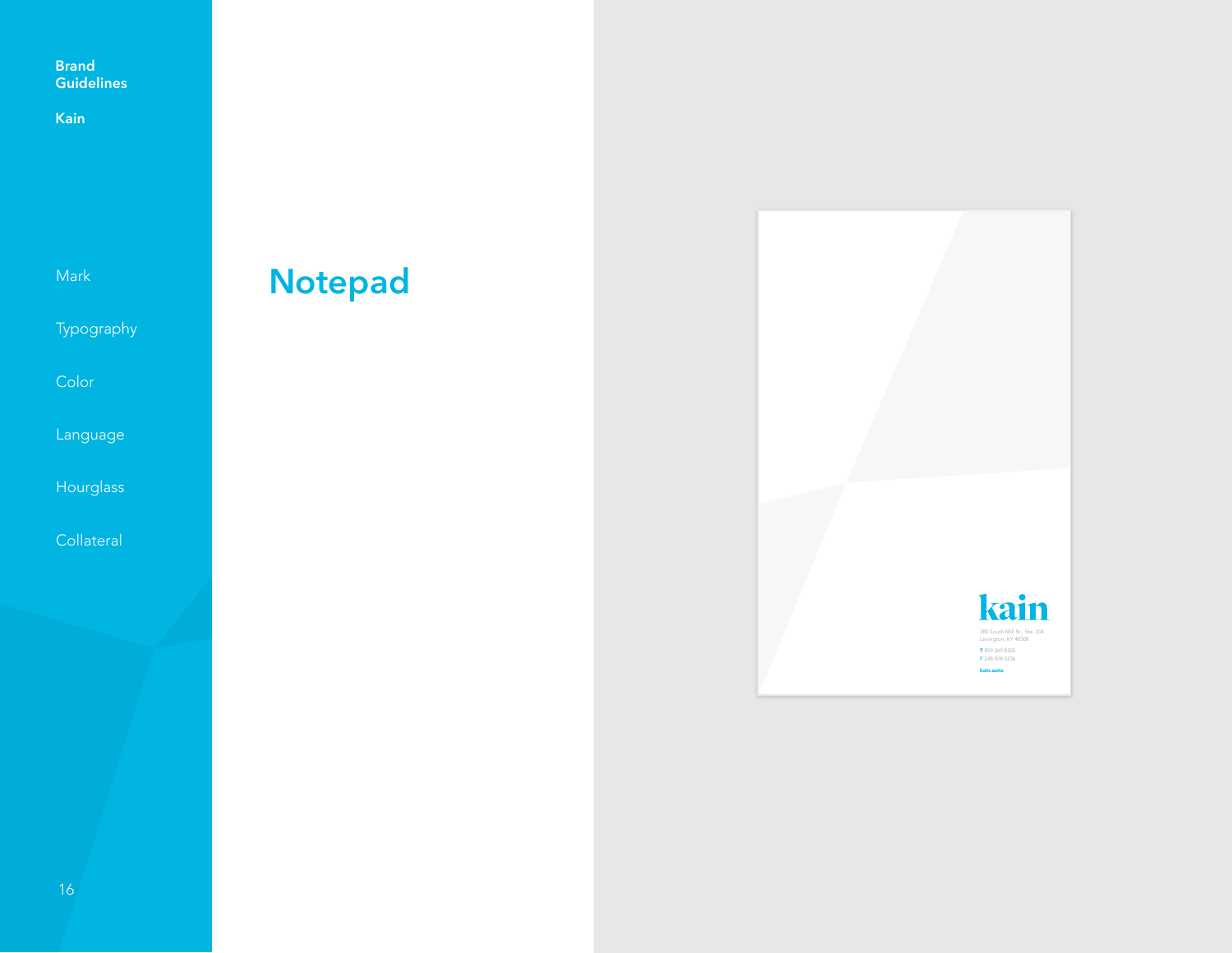Brand
Guidelines

Kain

Mark

Typography

Color

Language

Hourglass

Collateral

# Notepad

kain

380 South Mill St., Ste. 204
Lexington, KY 40508

T 859.269.8302
F 248.928.5236

kain.auto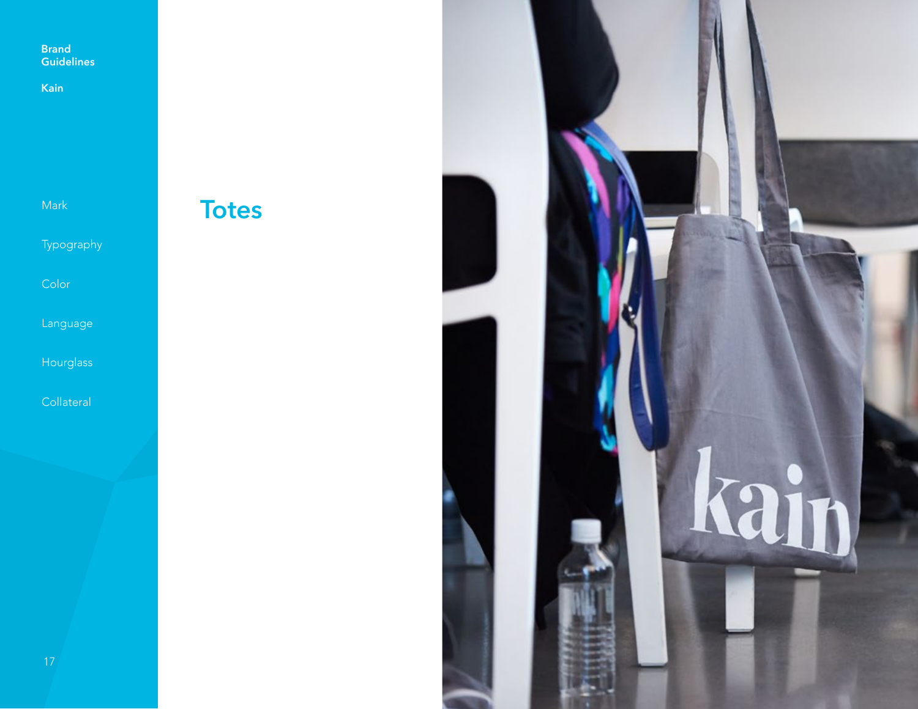Brand Guidelines

Kain

Mark

Typography

Color

Language

Hourglass

Collateral

# Totes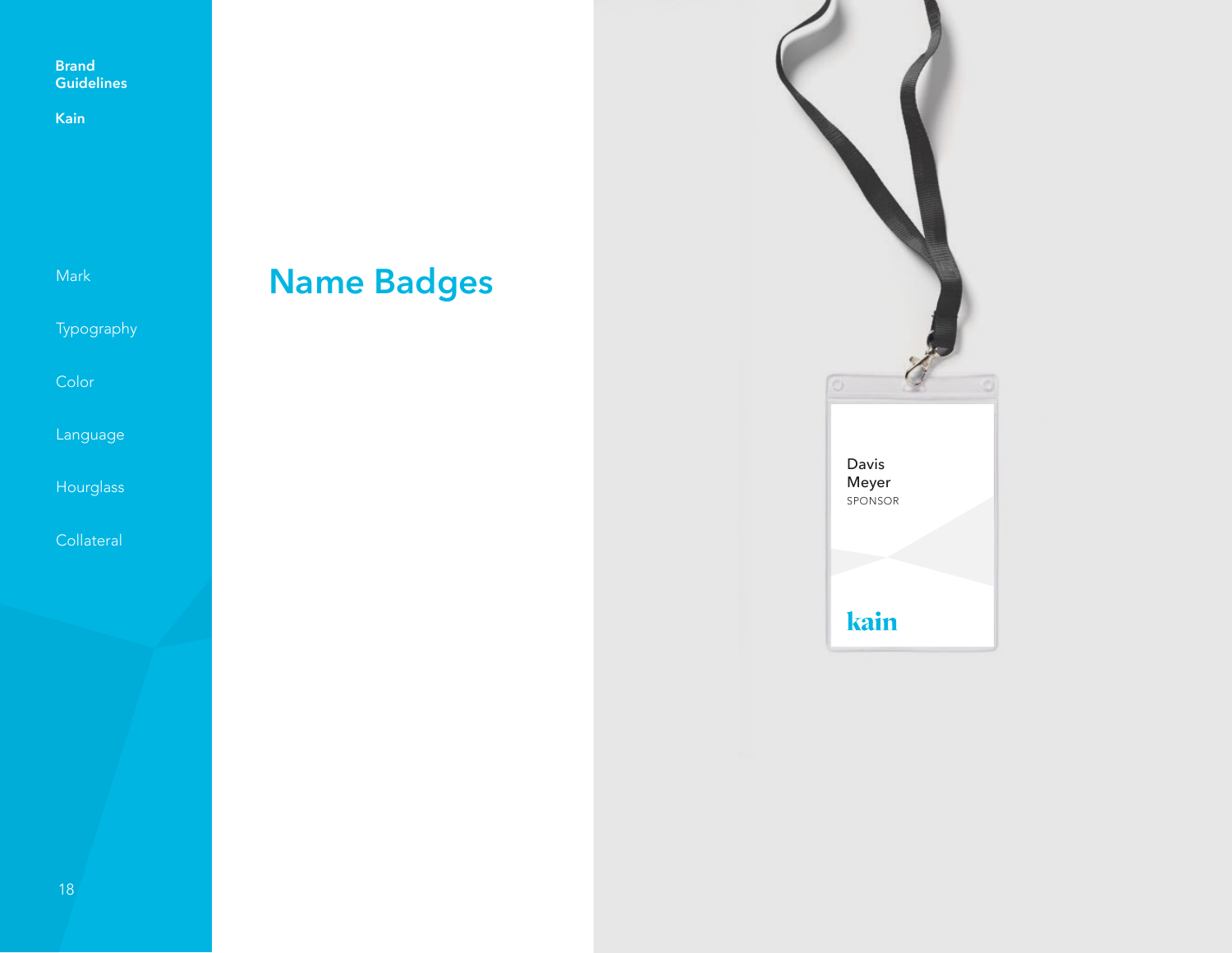## Name Badges

Davis
Meyer
SPONSOR

kain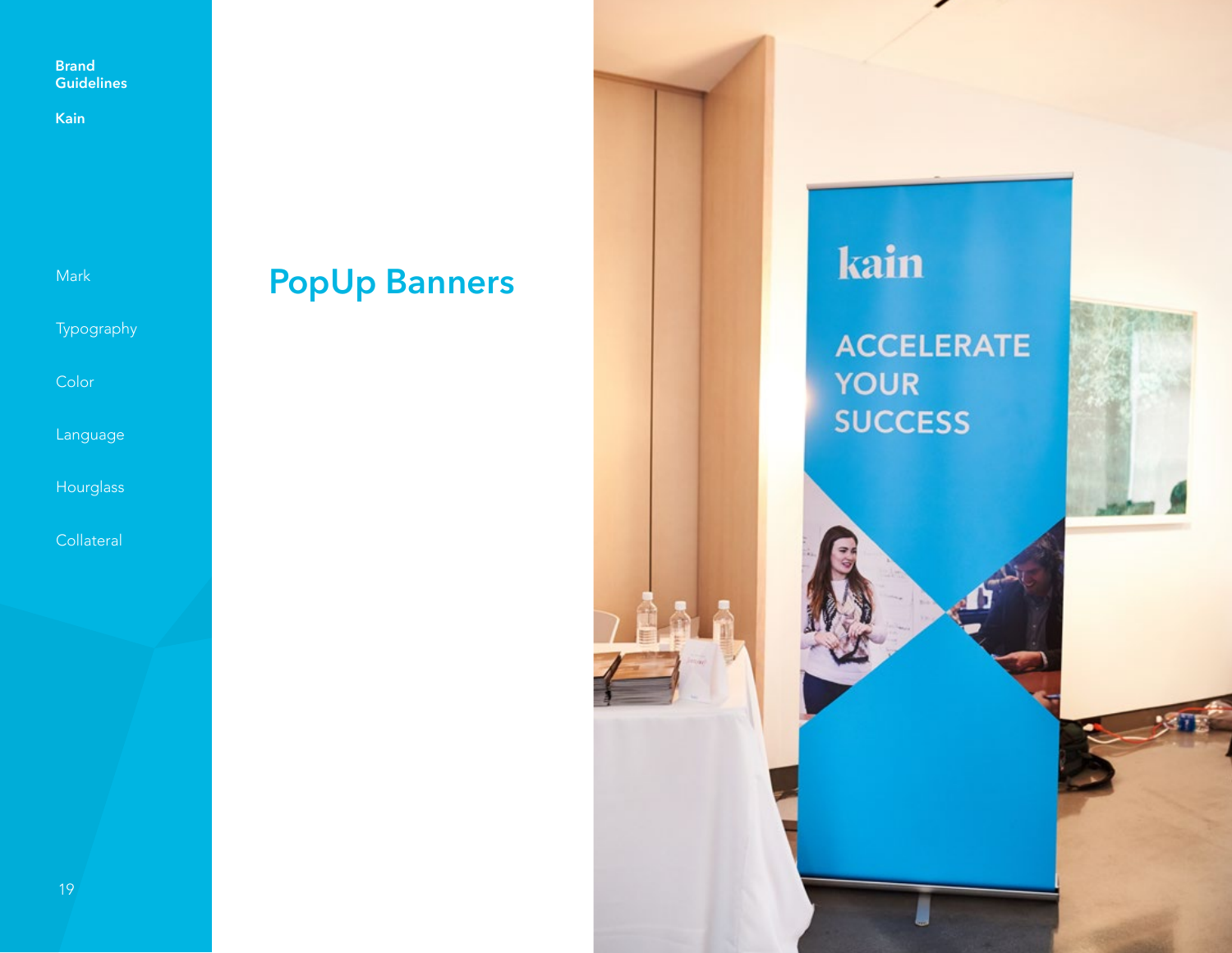Brand Guidelines

Kain

Mark

Typography

Color

Language

Hourglass

Collateral

# PopUp Banners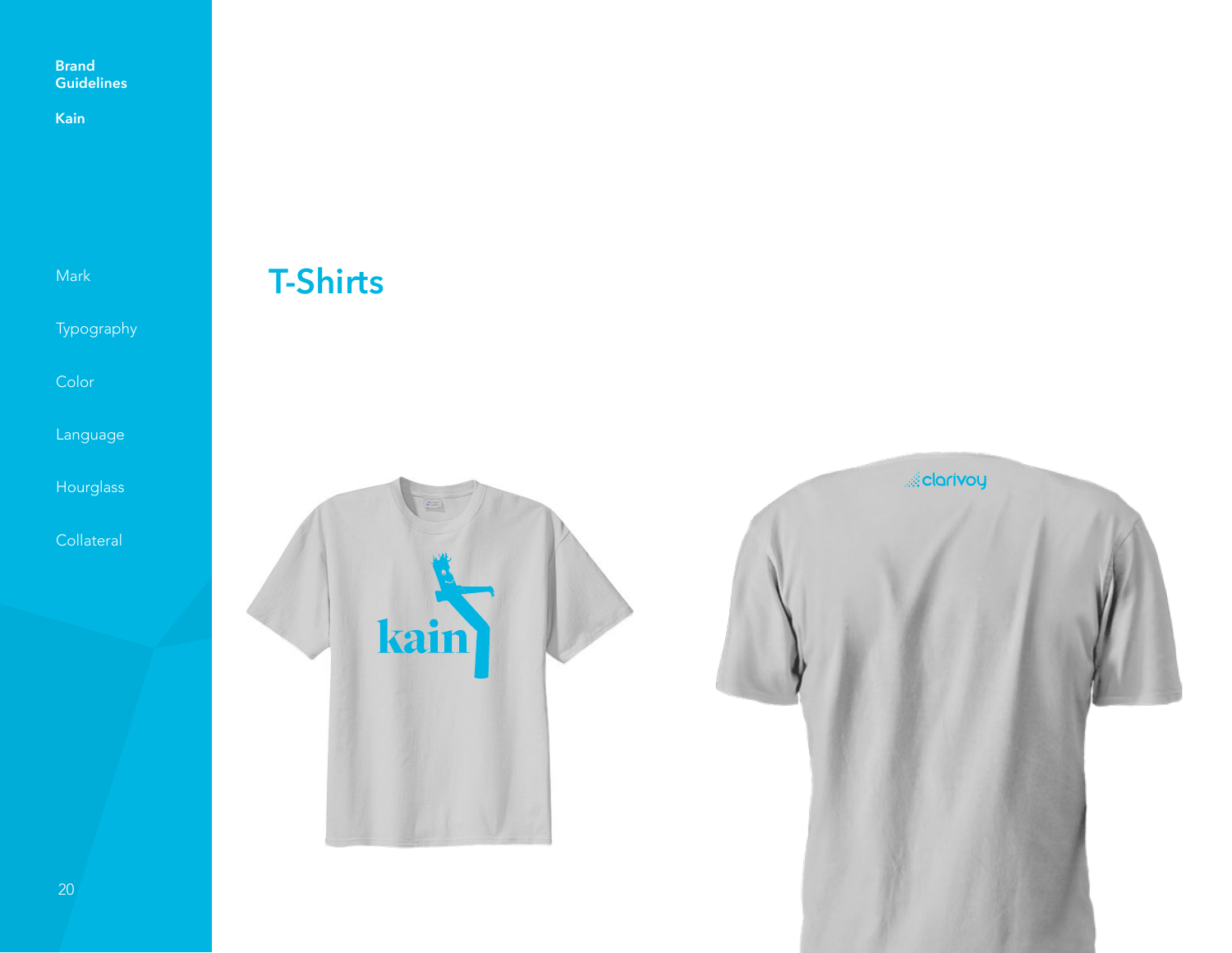Brand Guidelines

Kain

Mark

Typography

Color

Language

Hourglass

Collateral

# T-Shirts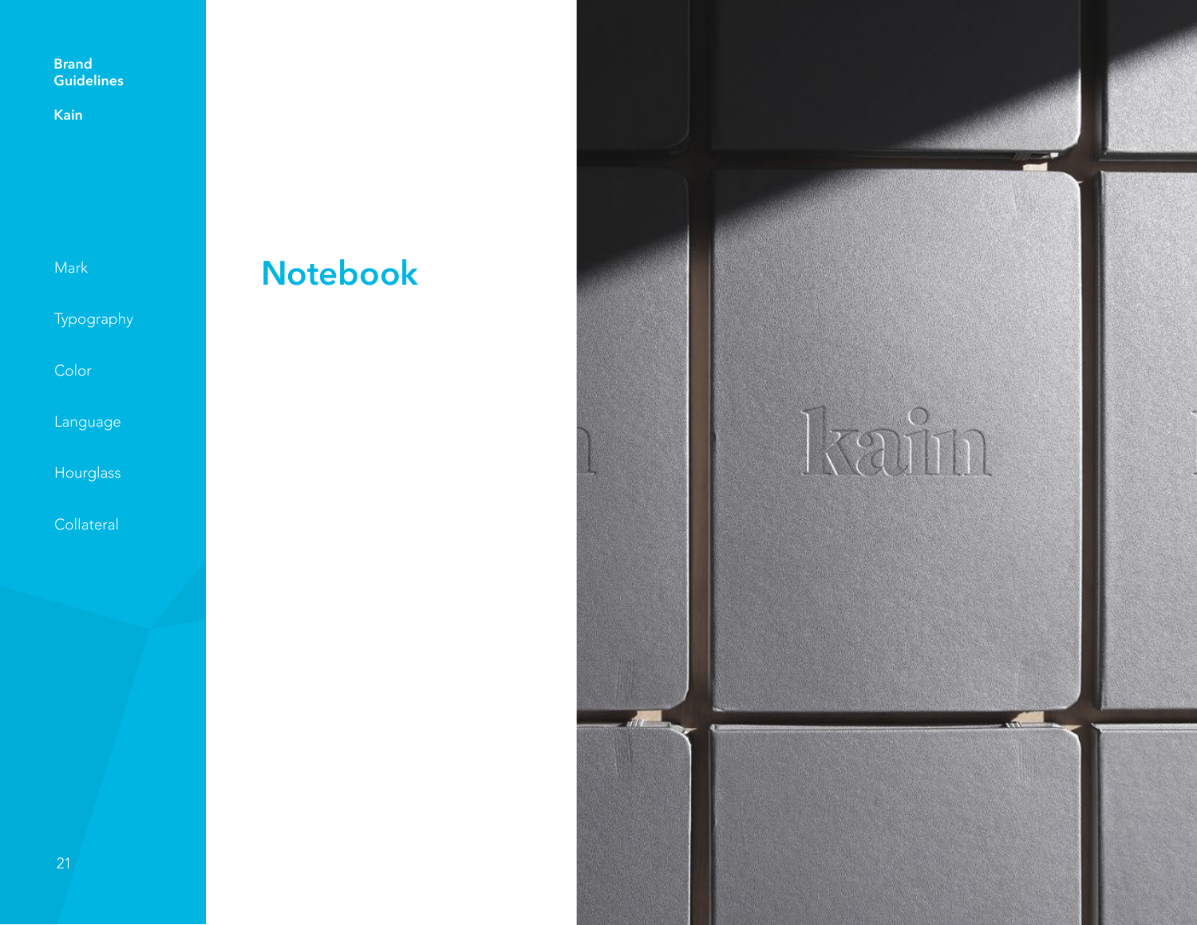# Notebook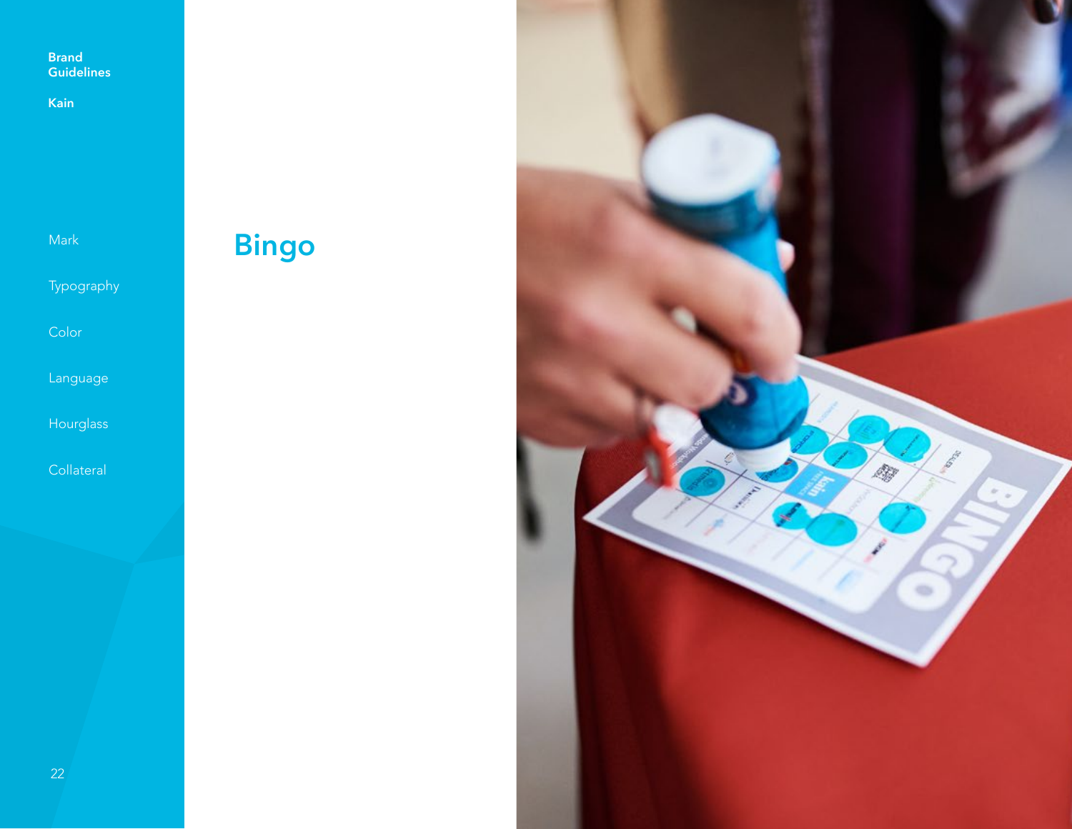# Bingo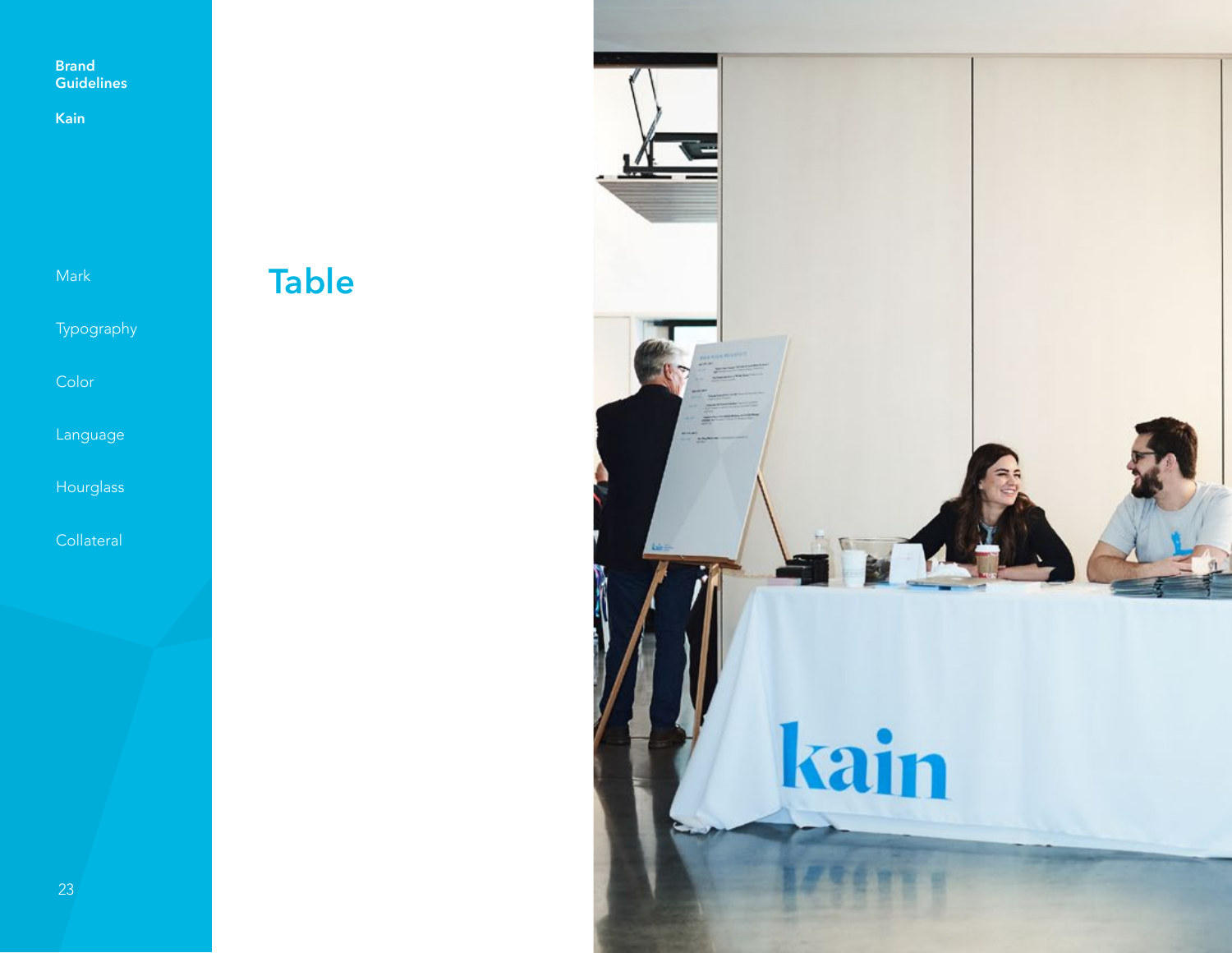Brand Guidelines

Kain

Mark

Typography

Color

Language

Hourglass

Collateral

# Table